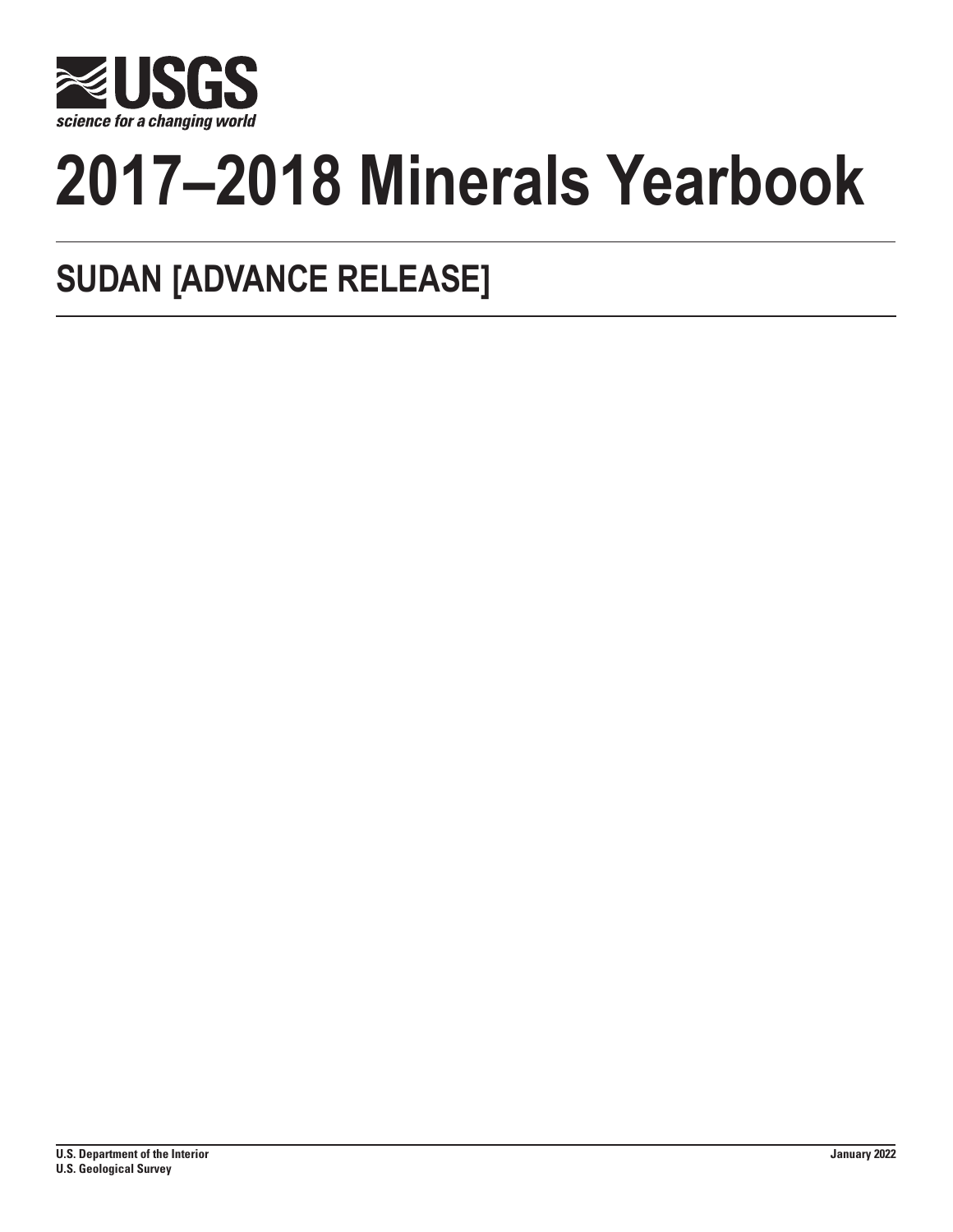USGS

science for a changing world

# 2017–2018 Minerals Yearbook

## SUDAN [ADVANCE RELEASE]

**U.S. Department of the Interior**
**U.S. Geological Survey**

**January 2022**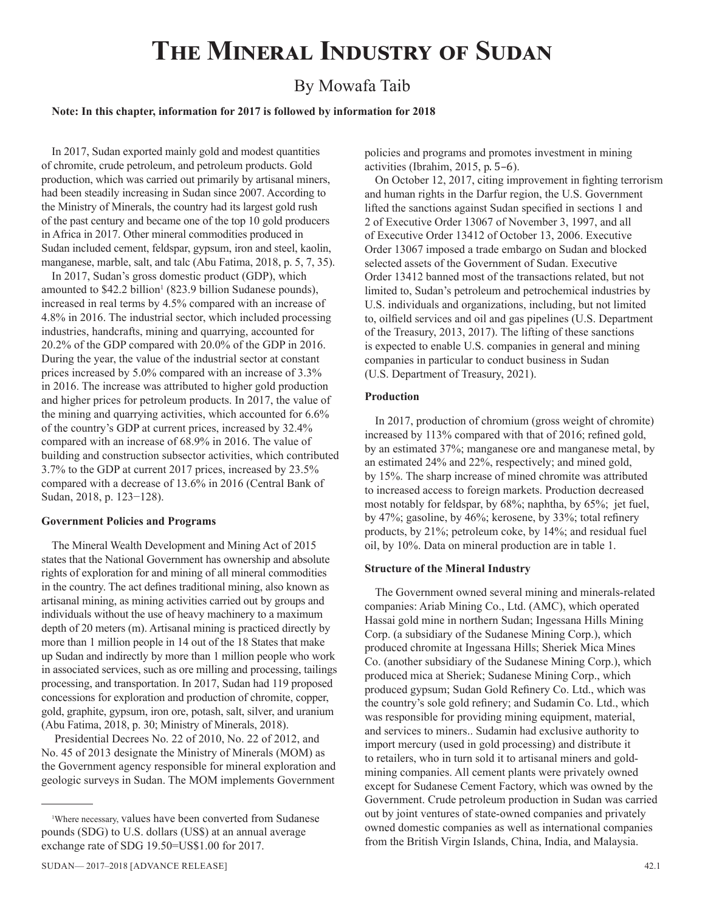# The Mineral Industry of Sudan

By Mowafa Taib

**Note: In this chapter, information for 2017 is followed by information for 2018**

In 2017, Sudan exported mainly gold and modest quantities of chromite, crude petroleum, and petroleum products. Gold production, which was carried out primarily by artisanal miners, had been steadily increasing in Sudan since 2007. According to the Ministry of Minerals, the country had its largest gold rush of the past century and became one of the top 10 gold producers in Africa in 2017. Other mineral commodities produced in Sudan included cement, feldspar, gypsum, iron and steel, kaolin, manganese, marble, salt, and talc (Abu Fatima, 2018, p. 5, 7, 35).

In 2017, Sudan's gross domestic product (GDP), which amounted to $42.2 billion[1] (823.9 billion Sudanese pounds), increased in real terms by 4.5% compared with an increase of 4.8% in 2016. The industrial sector, which included processing industries, handcrafts, mining and quarrying, accounted for 20.2% of the GDP compared with 20.0% of the GDP in 2016. During the year, the value of the industrial sector at constant prices increased by 5.0% compared with an increase of 3.3% in 2016. The increase was attributed to higher gold production and higher prices for petroleum products. In 2017, the value of the mining and quarrying activities, which accounted for 6.6% of the country's GDP at current prices, increased by 32.4% compared with an increase of 68.9% in 2016. The value of building and construction subsector activities, which contributed 3.7% to the GDP at current 2017 prices, increased by 23.5% compared with a decrease of 13.6% in 2016 (Central Bank of Sudan, 2018, p. 123−128).

### Government Policies and Programs

The Mineral Wealth Development and Mining Act of 2015 states that the National Government has ownership and absolute rights of exploration for and mining of all mineral commodities in the country. The act defines traditional mining, also known as artisanal mining, as mining activities carried out by groups and individuals without the use of heavy machinery to a maximum depth of 20 meters (m). Artisanal mining is practiced directly by more than 1 million people in 14 out of the 18 States that make up Sudan and indirectly by more than 1 million people who work in associated services, such as ore milling and processing, tailings processing, and transportation. In 2017, Sudan had 119 proposed concessions for exploration and production of chromite, copper, gold, graphite, gypsum, iron ore, potash, salt, silver, and uranium (Abu Fatima, 2018, p. 30; Ministry of Minerals, 2018).

Presidential Decrees No. 22 of 2010, No. 22 of 2012, and No. 45 of 2013 designate the Ministry of Minerals (MOM) as the Government agency responsible for mineral exploration and geologic surveys in Sudan. The MOM implements Government policies and programs and promotes investment in mining activities (Ibrahim, 2015, p. 5–6).

On October 12, 2017, citing improvement in fighting terrorism and human rights in the Darfur region, the U.S. Government lifted the sanctions against Sudan specified in sections 1 and 2 of Executive Order 13067 of November 3, 1997, and all of Executive Order 13412 of October 13, 2006. Executive Order 13067 imposed a trade embargo on Sudan and blocked selected assets of the Government of Sudan. Executive Order 13412 banned most of the transactions related, but not limited to, Sudan's petroleum and petrochemical industries by U.S. individuals and organizations, including, but not limited to, oilfield services and oil and gas pipelines (U.S. Department of the Treasury, 2013, 2017). The lifting of these sanctions is expected to enable U.S. companies in general and mining companies in particular to conduct business in Sudan (U.S. Department of Treasury, 2021).

### Production

In 2017, production of chromium (gross weight of chromite) increased by 113% compared with that of 2016; refined gold, by an estimated 37%; manganese ore and manganese metal, by an estimated 24% and 22%, respectively; and mined gold, by 15%. The sharp increase of mined chromite was attributed to increased access to foreign markets. Production decreased most notably for feldspar, by 68%; naphtha, by 65%; jet fuel, by 47%; gasoline, by 46%; kerosene, by 33%; total refinery products, by 21%; petroleum coke, by 14%; and residual fuel oil, by 10%. Data on mineral production are in table 1.

### Structure of the Mineral Industry

The Government owned several mining and minerals-related companies: Ariab Mining Co., Ltd. (AMC), which operated Hassai gold mine in northern Sudan; Ingessana Hills Mining Corp. (a subsidiary of the Sudanese Mining Corp.), which produced chromite at Ingessana Hills; Sheriek Mica Mines Co. (another subsidiary of the Sudanese Mining Corp.), which produced mica at Sheriek; Sudanese Mining Corp., which produced gypsum; Sudan Gold Refinery Co. Ltd., which was the country's sole gold refinery; and Sudamin Co. Ltd., which was responsible for providing mining equipment, material, and services to miners.. Sudamin had exclusive authority to import mercury (used in gold processing) and distribute it to retailers, who in turn sold it to artisanal miners and gold-mining companies. All cement plants were privately owned except for Sudanese Cement Factory, which was owned by the Government. Crude petroleum production in Sudan was carried out by joint ventures of state-owned companies and privately owned domestic companies as well as international companies from the British Virgin Islands, China, India, and Malaysia.

[1]Where necessary, values have been converted from Sudanese pounds (SDG) to U.S. dollars (US$) at an annual average exchange rate of SDG 19.50=US$1.00 for 2017.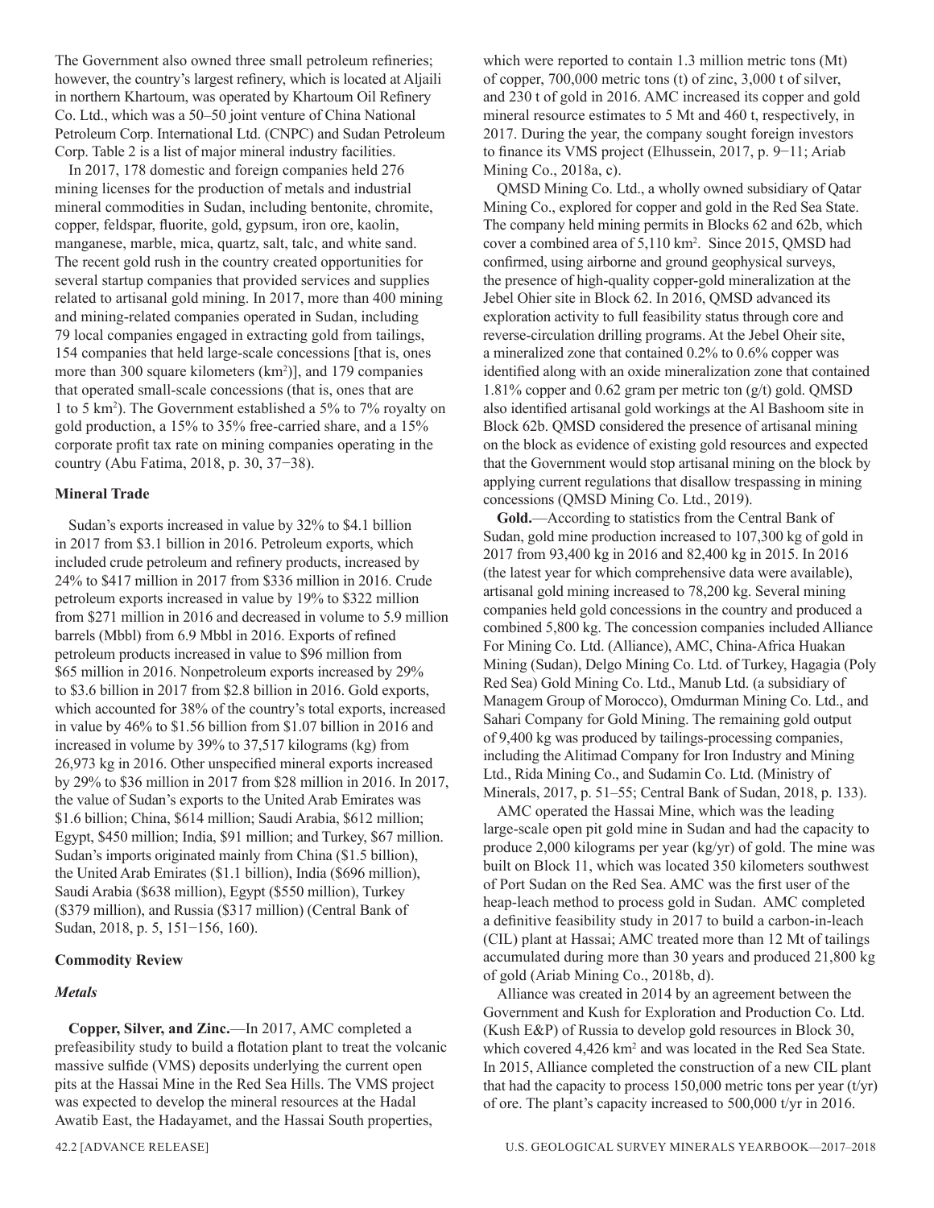The Government also owned three small petroleum refineries; however, the country's largest refinery, which is located at Aljaili in northern Khartoum, was operated by Khartoum Oil Refinery Co. Ltd., which was a 50–50 joint venture of China National Petroleum Corp. International Ltd. (CNPC) and Sudan Petroleum Corp. Table 2 is a list of major mineral industry facilities.

In 2017, 178 domestic and foreign companies held 276 mining licenses for the production of metals and industrial mineral commodities in Sudan, including bentonite, chromite, copper, feldspar, fluorite, gold, gypsum, iron ore, kaolin, manganese, marble, mica, quartz, salt, talc, and white sand. The recent gold rush in the country created opportunities for several startup companies that provided services and supplies related to artisanal gold mining. In 2017, more than 400 mining and mining-related companies operated in Sudan, including 79 local companies engaged in extracting gold from tailings, 154 companies that held large-scale concessions [that is, ones more than 300 square kilometers ($km^2$)], and 179 companies that operated small-scale concessions (that is, ones that are 1 to 5 $km^2$). The Government established a 5% to 7% royalty on gold production, a 15% to 35% free-carried share, and a 15% corporate profit tax rate on mining companies operating in the country (Abu Fatima, 2018, p. 30, 37−38).

### Mineral Trade

Sudan's exports increased in value by 32% to $4.1 billion in 2017 from $3.1 billion in 2016. Petroleum exports, which included crude petroleum and refinery products, increased by 24% to $417 million in 2017 from $336 million in 2016. Crude petroleum exports increased in value by 19% to $322 million from $271 million in 2016 and decreased in volume to 5.9 million barrels (Mbbl) from 6.9 Mbbl in 2016. Exports of refined petroleum products increased in value to $96 million from $65 million in 2016. Nonpetroleum exports increased by 29% to $3.6 billion in 2017 from $2.8 billion in 2016. Gold exports, which accounted for 38% of the country's total exports, increased in value by 46% to $1.56 billion from $1.07 billion in 2016 and increased in volume by 39% to 37,517 kilograms (kg) from 26,973 kg in 2016. Other unspecified mineral exports increased by 29% to $36 million in 2017 from $28 million in 2016. In 2017, the value of Sudan's exports to the United Arab Emirates was $1.6 billion; China, $614 million; Saudi Arabia, $612 million; Egypt, $450 million; India, $91 million; and Turkey, $67 million. Sudan's imports originated mainly from China ($1.5 billion), the United Arab Emirates ($1.1 billion), India ($696 million), Saudi Arabia ($638 million), Egypt ($550 million), Turkey ($379 million), and Russia ($317 million) (Central Bank of Sudan, 2018, p. 5, 151−156, 160).

### Commodity Review

#### *Metals*

**Copper, Silver, and Zinc.**—In 2017, AMC completed a prefeasibility study to build a flotation plant to treat the volcanic massive sulfide (VMS) deposits underlying the current open pits at the Hassai Mine in the Red Sea Hills. The VMS project was expected to develop the mineral resources at the Hadal Awatib East, the Hadayamet, and the Hassai South properties, which were reported to contain 1.3 million metric tons (Mt) of copper, 700,000 metric tons (t) of zinc, 3,000 t of silver, and 230 t of gold in 2016. AMC increased its copper and gold mineral resource estimates to 5 Mt and 460 t, respectively, in 2017. During the year, the company sought foreign investors to finance its VMS project (Elhussein, 2017, p. 9−11; Ariab Mining Co., 2018a, c).

QMSD Mining Co. Ltd., a wholly owned subsidiary of Qatar Mining Co., explored for copper and gold in the Red Sea State. The company held mining permits in Blocks 62 and 62b, which cover a combined area of 5,110 $km^2$. Since 2015, QMSD had confirmed, using airborne and ground geophysical surveys, the presence of high-quality copper-gold mineralization at the Jebel Ohier site in Block 62. In 2016, QMSD advanced its exploration activity to full feasibility status through core and reverse-circulation drilling programs. At the Jebel Oheir site, a mineralized zone that contained 0.2% to 0.6% copper was identified along with an oxide mineralization zone that contained 1.81% copper and 0.62 gram per metric ton (g/t) gold. QMSD also identified artisanal gold workings at the Al Bashoom site in Block 62b. QMSD considered the presence of artisanal mining on the block as evidence of existing gold resources and expected that the Government would stop artisanal mining on the block by applying current regulations that disallow trespassing in mining concessions (QMSD Mining Co. Ltd., 2019).

**Gold.**—According to statistics from the Central Bank of Sudan, gold mine production increased to 107,300 kg of gold in 2017 from 93,400 kg in 2016 and 82,400 kg in 2015. In 2016 (the latest year for which comprehensive data were available), artisanal gold mining increased to 78,200 kg. Several mining companies held gold concessions in the country and produced a combined 5,800 kg. The concession companies included Alliance For Mining Co. Ltd. (Alliance), AMC, China-Africa Huakan Mining (Sudan), Delgo Mining Co. Ltd. of Turkey, Hagagia (Poly Red Sea) Gold Mining Co. Ltd., Manub Ltd. (a subsidiary of Managem Group of Morocco), Omdurman Mining Co. Ltd., and Sahari Company for Gold Mining. The remaining gold output of 9,400 kg was produced by tailings-processing companies, including the Alitimad Company for Iron Industry and Mining Ltd., Rida Mining Co., and Sudamin Co. Ltd. (Ministry of Minerals, 2017, p. 51–55; Central Bank of Sudan, 2018, p. 133).

AMC operated the Hassai Mine, which was the leading large-scale open pit gold mine in Sudan and had the capacity to produce 2,000 kilograms per year (kg/yr) of gold. The mine was built on Block 11, which was located 350 kilometers southwest of Port Sudan on the Red Sea. AMC was the first user of the heap-leach method to process gold in Sudan. AMC completed a definitive feasibility study in 2017 to build a carbon-in-leach (CIL) plant at Hassai; AMC treated more than 12 Mt of tailings accumulated during more than 30 years and produced 21,800 kg of gold (Ariab Mining Co., 2018b, d).

Alliance was created in 2014 by an agreement between the Government and Kush for Exploration and Production Co. Ltd. (Kush E&P) of Russia to develop gold resources in Block 30, which covered 4,426 $km^2$ and was located in the Red Sea State. In 2015, Alliance completed the construction of a new CIL plant that had the capacity to process 150,000 metric tons per year (t/yr) of ore. The plant's capacity increased to 500,000 t/yr in 2016.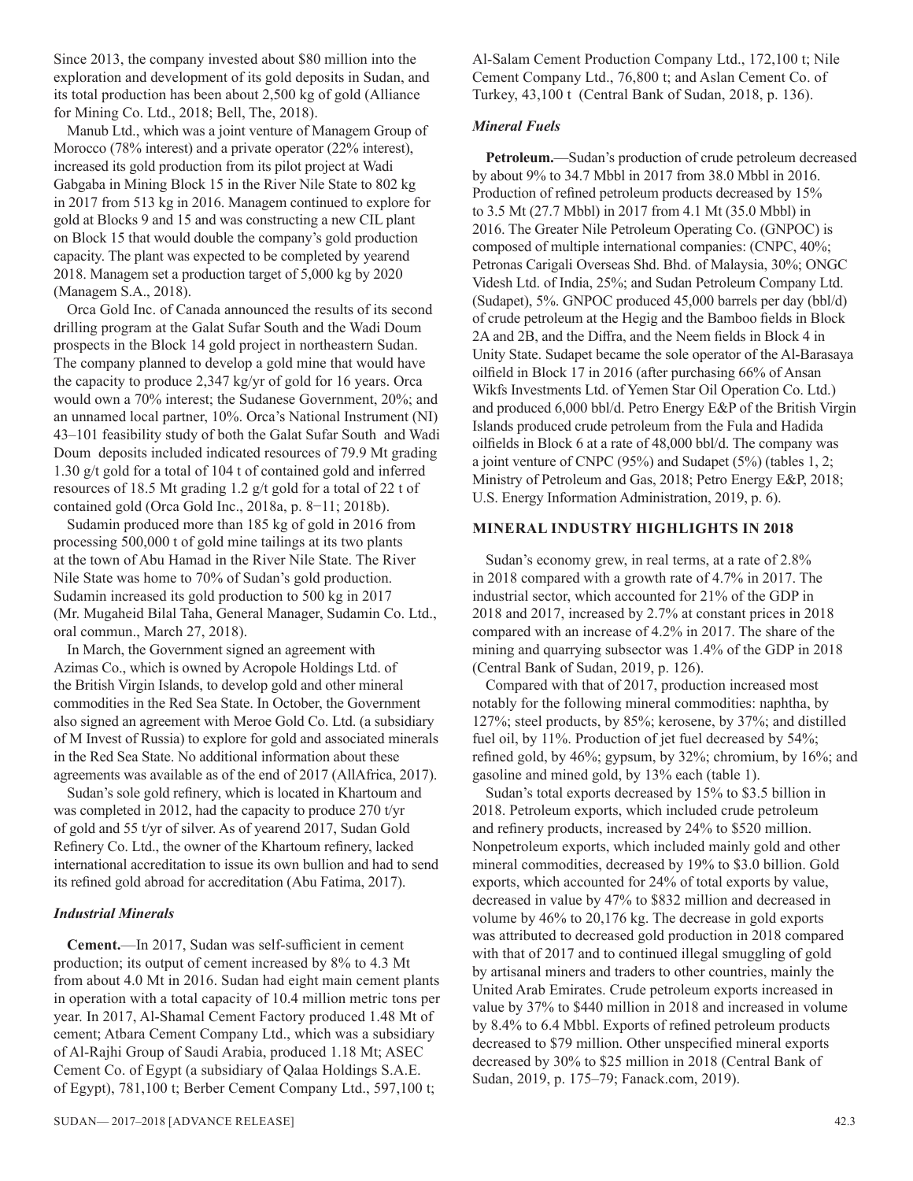Since 2013, the company invested about $80 million into the exploration and development of its gold deposits in Sudan, and its total production has been about 2,500 kg of gold (Alliance for Mining Co. Ltd., 2018; Bell, The, 2018).

Manub Ltd., which was a joint venture of Managem Group of Morocco (78% interest) and a private operator (22% interest), increased its gold production from its pilot project at Wadi Gabgaba in Mining Block 15 in the River Nile State to 802 kg in 2017 from 513 kg in 2016. Managem continued to explore for gold at Blocks 9 and 15 and was constructing a new CIL plant on Block 15 that would double the company's gold production capacity. The plant was expected to be completed by yearend 2018. Managem set a production target of 5,000 kg by 2020 (Managem S.A., 2018).

Orca Gold Inc. of Canada announced the results of its second drilling program at the Galat Sufar South and the Wadi Doum prospects in the Block 14 gold project in northeastern Sudan. The company planned to develop a gold mine that would have the capacity to produce 2,347 kg/yr of gold for 16 years. Orca would own a 70% interest; the Sudanese Government, 20%; and an unnamed local partner, 10%. Orca's National Instrument (NI) 43–101 feasibility study of both the Galat Sufar South and Wadi Doum deposits included indicated resources of 79.9 Mt grading 1.30 g/t gold for a total of 104 t of contained gold and inferred resources of 18.5 Mt grading 1.2 g/t gold for a total of 22 t of contained gold (Orca Gold Inc., 2018a, p. 8−11; 2018b).

Sudamin produced more than 185 kg of gold in 2016 from processing 500,000 t of gold mine tailings at its two plants at the town of Abu Hamad in the River Nile State. The River Nile State was home to 70% of Sudan's gold production. Sudamin increased its gold production to 500 kg in 2017 (Mr. Mugaheid Bilal Taha, General Manager, Sudamin Co. Ltd., oral commun., March 27, 2018).

In March, the Government signed an agreement with Azimas Co., which is owned by Acropole Holdings Ltd. of the British Virgin Islands, to develop gold and other mineral commodities in the Red Sea State. In October, the Government also signed an agreement with Meroe Gold Co. Ltd. (a subsidiary of M Invest of Russia) to explore for gold and associated minerals in the Red Sea State. No additional information about these agreements was available as of the end of 2017 (AllAfrica, 2017).

Sudan's sole gold refinery, which is located in Khartoum and was completed in 2012, had the capacity to produce 270 t/yr of gold and 55 t/yr of silver. As of yearend 2017, Sudan Gold Refinery Co. Ltd., the owner of the Khartoum refinery, lacked international accreditation to issue its own bullion and had to send its refined gold abroad for accreditation (Abu Fatima, 2017).

### *Industrial Minerals*

**Cement.**—In 2017, Sudan was self-sufficient in cement production; its output of cement increased by 8% to 4.3 Mt from about 4.0 Mt in 2016. Sudan had eight main cement plants in operation with a total capacity of 10.4 million metric tons per year. In 2017, Al-Shamal Cement Factory produced 1.48 Mt of cement; Atbara Cement Company Ltd., which was a subsidiary of Al-Rajhi Group of Saudi Arabia, produced 1.18 Mt; ASEC Cement Co. of Egypt (a subsidiary of Qalaa Holdings S.A.E. of Egypt), 781,100 t; Berber Cement Company Ltd., 597,100 t; Al-Salam Cement Production Company Ltd., 172,100 t; Nile Cement Company Ltd., 76,800 t; and Aslan Cement Co. of Turkey, 43,100 t (Central Bank of Sudan, 2018, p. 136).

### *Mineral Fuels*

**Petroleum.**—Sudan's production of crude petroleum decreased by about 9% to 34.7 Mbbl in 2017 from 38.0 Mbbl in 2016. Production of refined petroleum products decreased by 15% to 3.5 Mt (27.7 Mbbl) in 2017 from 4.1 Mt (35.0 Mbbl) in 2016. The Greater Nile Petroleum Operating Co. (GNPOC) is composed of multiple international companies: (CNPC, 40%; Petronas Carigali Overseas Shd. Bhd. of Malaysia, 30%; ONGC Videsh Ltd. of India, 25%; and Sudan Petroleum Company Ltd. (Sudapet), 5%. GNPOC produced 45,000 barrels per day (bbl/d) of crude petroleum at the Hegig and the Bamboo fields in Block 2A and 2B, and the Diffra, and the Neem fields in Block 4 in Unity State. Sudapet became the sole operator of the Al-Barasaya oilfield in Block 17 in 2016 (after purchasing 66% of Ansan Wikfs Investments Ltd. of Yemen Star Oil Operation Co. Ltd.) and produced 6,000 bbl/d. Petro Energy E&P of the British Virgin Islands produced crude petroleum from the Fula and Hadida oilfields in Block 6 at a rate of 48,000 bbl/d. The company was a joint venture of CNPC (95%) and Sudapet (5%) (tables 1, 2; Ministry of Petroleum and Gas, 2018; Petro Energy E&P, 2018; U.S. Energy Information Administration, 2019, p. 6).

## MINERAL INDUSTRY HIGHLIGHTS IN 2018

Sudan's economy grew, in real terms, at a rate of 2.8% in 2018 compared with a growth rate of 4.7% in 2017. The industrial sector, which accounted for 21% of the GDP in 2018 and 2017, increased by 2.7% at constant prices in 2018 compared with an increase of 4.2% in 2017. The share of the mining and quarrying subsector was 1.4% of the GDP in 2018 (Central Bank of Sudan, 2019, p. 126).

Compared with that of 2017, production increased most notably for the following mineral commodities: naphtha, by 127%; steel products, by 85%; kerosene, by 37%; and distilled fuel oil, by 11%. Production of jet fuel decreased by 54%; refined gold, by 46%; gypsum, by 32%; chromium, by 16%; and gasoline and mined gold, by 13% each (table 1).

Sudan's total exports decreased by 15% to $3.5 billion in 2018. Petroleum exports, which included crude petroleum and refinery products, increased by 24% to $520 million. Nonpetroleum exports, which included mainly gold and other mineral commodities, decreased by 19% to $3.0 billion. Gold exports, which accounted for 24% of total exports by value, decreased in value by 47% to $832 million and decreased in volume by 46% to 20,176 kg. The decrease in gold exports was attributed to decreased gold production in 2018 compared with that of 2017 and to continued illegal smuggling of gold by artisanal miners and traders to other countries, mainly the United Arab Emirates. Crude petroleum exports increased in value by 37% to $440 million in 2018 and increased in volume by 8.4% to 6.4 Mbbl. Exports of refined petroleum products decreased to $79 million. Other unspecified mineral exports decreased by 30% to $25 million in 2018 (Central Bank of Sudan, 2019, p. 175–79; Fanack.com, 2019).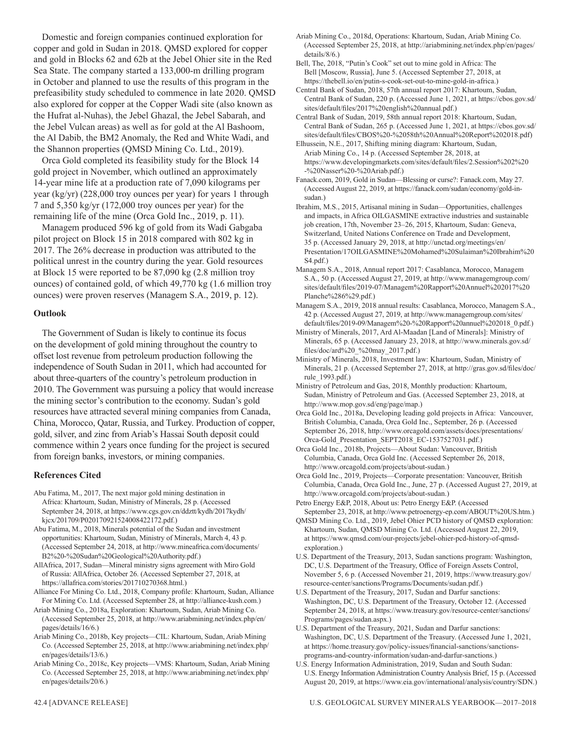Domestic and foreign companies continued exploration for copper and gold in Sudan in 2018. QMSD explored for copper and gold in Blocks 62 and 62b at the Jebel Ohier site in the Red Sea State. The company started a 133,000-m drilling program in October and planned to use the results of this program in the prefeasibility study scheduled to commence in late 2020. QMSD also explored for copper at the Copper Wadi site (also known as the Hufrat al-Nuhas), the Jebel Ghazal, the Jebel Sabarah, and the Jebel Vulcan areas) as well as for gold at the Al Bashoom, the Al Dabib, the BM2 Anomaly, the Red and White Wadi, and the Shannon properties (QMSD Mining Co. Ltd., 2019).

Orca Gold completed its feasibility study for the Block 14 gold project in November, which outlined an approximately 14-year mine life at a production rate of 7,090 kilograms per year (kg/yr) (228,000 troy ounces per year) for years 1 through 7 and 5,350 kg/yr (172,000 troy ounces per year) for the remaining life of the mine (Orca Gold Inc., 2019, p. 11).

Managem produced 596 kg of gold from its Wadi Gabgaba pilot project on Block 15 in 2018 compared with 802 kg in 2017. The 26% decrease in production was attributed to the political unrest in the country during the year. Gold resources at Block 15 were reported to be 87,090 kg (2.8 million troy ounces) of contained gold, of which 49,770 kg (1.6 million troy ounces) were proven reserves (Managem S.A., 2019, p. 12).

## Outlook

The Government of Sudan is likely to continue its focus on the development of gold mining throughout the country to offset lost revenue from petroleum production following the independence of South Sudan in 2011, which had accounted for about three-quarters of the country's petroleum production in 2010. The Government was pursuing a policy that would increase the mining sector's contribution to the economy. Sudan's gold resources have attracted several mining companies from Canada, China, Morocco, Qatar, Russia, and Turkey. Production of copper, gold, silver, and zinc from Ariab's Hassai South deposit could commence within 2 years once funding for the project is secured from foreign banks, investors, or mining companies.

## References Cited

Abu Fatima, M., 2017, The next major gold mining destination in Africa: Khartoum, Sudan, Ministry of Minerals, 28 p. (Accessed September 24, 2018, at https://www.cgs.gov.cn/ddztt/kydh/2017kydh/kjcx/201709/P020170921524008422172.pdf.)

Abu Fatima, M., 2018, Minerals potential of the Sudan and investment opportunities: Khartoum, Sudan, Ministry of Minerals, March 4, 43 p. (Accessed September 24, 2018, at http://www.mineafrica.com/documents/B2%20-%20Sudan%20Geological%20Authority.pdf.)

AllAfrica, 2017, Sudan—Mineral ministry signs agreement with Miro Gold of Russia: AllAfrica, October 26. (Accessed September 27, 2018, at https://allafrica.com/stories/201710270368.html.)

Alliance For Mining Co. Ltd., 2018, Company profile: Khartoum, Sudan, Alliance For Mining Co. Ltd. (Accessed September 28, at http://alliance-kush.com.)

Ariab Mining Co., 2018a, Exploration: Khartoum, Sudan, Ariab Mining Co. (Accessed September 25, 2018, at http://www.ariabmining.net/index.php/en/pages/details/16/6.)

Ariab Mining Co., 2018b, Key projects—CIL: Khartoum, Sudan, Ariab Mining Co. (Accessed September 25, 2018, at http://www.ariabmining.net/index.php/en/pages/details/13/6.)

Ariab Mining Co., 2018c, Key projects—VMS: Khartoum, Sudan, Ariab Mining Co. (Accessed September 25, 2018, at http://www.ariabmining.net/index.php/en/pages/details/20/6.)

Ariab Mining Co., 2018d, Operations: Khartoum, Sudan, Ariab Mining Co. (Accessed September 25, 2018, at http://ariabmining.net/index.php/en/pages/details/8/6.)

Bell, The, 2018, "Putin's Cook" set out to mine gold in Africa: The Bell [Moscow, Russia], June 5. (Accessed September 27, 2018, at https://thebell.io/en/putin-s-cook-set-out-to-mine-gold-in-africa.)

Central Bank of Sudan, 2018, 57th annual report 2017: Khartoum, Sudan, Central Bank of Sudan, 220 p. (Accessed June 1, 2021, at https://cbos.gov.sd/sites/default/files/2017%20english%20annual.pdf.)

Central Bank of Sudan, 2019, 58th annual report 2018: Khartoum, Sudan, Central Bank of Sudan, 265 p. (Accessed June 1, 2021, at https://cbos.gov.sd/sites/default/files/CBOS%20-%2058th%20Annual%20Report%202018.pdf)

Elhussein, N.E., 2017, Shifting mining diagram: Khartoum, Sudan, Ariab Mining Co., 14 p. (Accessed September 28, 2018, at https://www.developingmarkets.com/sites/default/files/2.Session%202%20-%20Nasser%20-%20Ariab.pdf.)

Fanack.com, 2019, Gold in Sudan—Blessing or curse?: Fanack.com, May 27. (Accessed August 22, 2019, at https://fanack.com/sudan/economy/gold-in-sudan.)

Ibrahim, M.S., 2015, Artisanal mining in Sudan—Opportunities, challenges and impacts, in Africa OILGASMINE extractive industries and sustainable job creation, 17th, November 23–26, 2015, Khartoum, Sudan: Geneva, Switzerland, United Nations Conference on Trade and Development, 35 p. (Accessed January 29, 2018, at http://unctad.org/meetings/en/Presentation/17OILGASMINE%20Mohamed%20Sulaiman%20Ibrahim%20S4.pdf.)

Managem S.A., 2018, Annual report 2017: Casablanca, Morocco, Managem S.A., 50 p. (Accessed August 27, 2019, at http://www.managemgroup.com/sites/default/files/2019-07/Managem%20Rapport%20Annuel%202017%20Planche%286%29.pdf.)

Managem S.A., 2019, 2018 annual results: Casablanca, Morocco, Managem S.A., 42 p. (Accessed August 27, 2019, at http://www.managemgroup.com/sites/default/files/2019-09/Managem%20-%20Rapport%20annuel%202018_0.pdf.)

Ministry of Minerals, 2017, Ard Al-Maadan [Land of Minerals]: Ministry of Minerals, 65 p. (Accessed January 23, 2018, at http://www.minerals.gov.sd/files/doc/ard%20_%20may_2017.pdf.)

Ministry of Minerals, 2018, Investment law: Khartoum, Sudan, Ministry of Minerals, 21 p. (Accessed September 27, 2018, at http://gras.gov.sd/files/doc/rule_1993.pdf.)

Ministry of Petroleum and Gas, 2018, Monthly production: Khartoum, Sudan, Ministry of Petroleum and Gas. (Accessed September 23, 2018, at http://www.mop.gov.sd/eng/page/map.)

Orca Gold Inc., 2018a, Developing leading gold projects in Africa: Vancouver, British Columbia, Canada, Orca Gold Inc., September, 26 p. (Accessed September 26, 2018, http://www.orcagold.com/assets/docs/presentations/Orca-Gold_Presentation_SEPT2018_EC-1537527031.pdf.)

Orca Gold Inc., 2018b, Projects—About Sudan: Vancouver, British Columbia, Canada, Orca Gold Inc. (Accessed September 26, 2018, http://www.orcagold.com/projects/about-sudan.)

Orca Gold Inc., 2019, Projects—Corporate presentation: Vancouver, British Columbia, Canada, Orca Gold Inc., June, 27 p. (Accessed August 27, 2019, at http://www.orcagold.com/projects/about-sudan.)

Petro Energy E&P, 2018, About us: Petro Energy E&P. (Accessed September 23, 2018, at http://www.petroenergy-ep.com/ABOUT%20US.htm.)

QMSD Mining Co. Ltd., 2019, Jebel Ohier PCD history of QMSD exploration: Khartoum, Sudan, QMSD Mining Co. Ltd. (Accessed August 22, 2019, at https://www.qmsd.com/our-projects/jebel-ohier-pcd-history-of-qmsd-exploration.)

U.S. Department of the Treasury, 2013, Sudan sanctions program: Washington, DC, U.S. Department of the Treasury, Office of Foreign Assets Control, November 5, 6 p. (Accessed November 21, 2019, https://www.treasury.gov/resource-center/sanctions/Programs/Documents/sudan.pdf.)

U.S. Department of the Treasury, 2017, Sudan and Darfur sanctions: Washington, DC, U.S. Department of the Treasury, October 12. (Accessed September 24, 2018, at https://www.treasury.gov/resource-center/sanctions/Programs/pages/sudan.aspx.)

U.S. Department of the Treasury, 2021, Sudan and Darfur sanctions: Washington, DC, U.S. Department of the Treasury. (Accessed June 1, 2021, at https://home.treasury.gov/policy-issues/financial-sanctions/sanctions-programs-and-country-information/sudan-and-darfur-sanctions.)

U.S. Energy Information Administration, 2019, Sudan and South Sudan: U.S. Energy Information Administration Country Analysis Brief, 15 p. (Accessed August 20, 2019, at https://www.eia.gov/international/analysis/country/SDN.)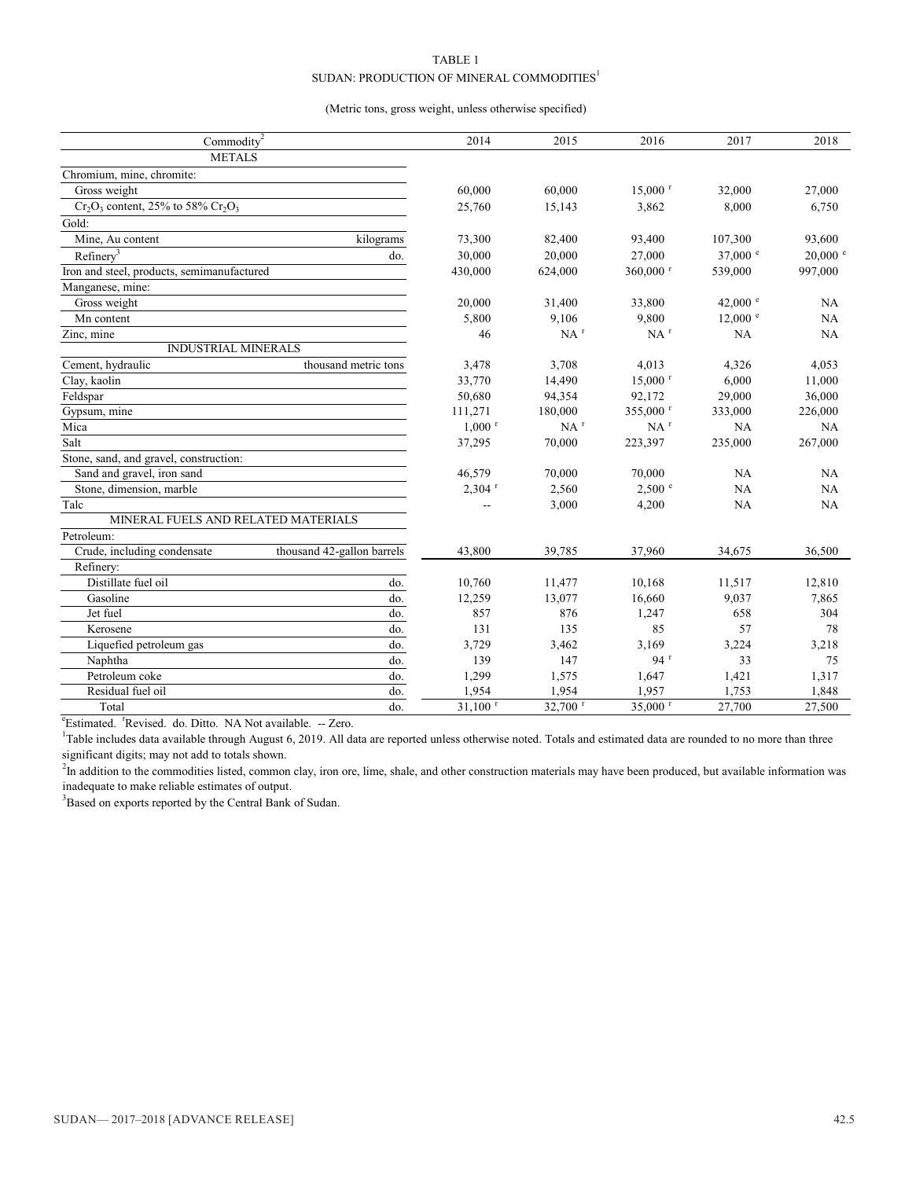# TABLE 1

## SUDAN: PRODUCTION OF MINERAL COMMODITIES[1]

(Metric tons, gross weight, unless otherwise specified)

| Commodity[2] | | 2014 | 2015 | 2016 | 2017 | 2018 |
|---|---|---|---|---|---|---|
| METALS | | | | | | |
| Chromium, mine, chromite: | | | | | | |
| Gross weight | | 60,000 | 60,000 | 15,000 r | 32,000 | 27,000 |
| $Cr_2O_3$ content, 25% to 58% $Cr_2O_3$ | | 25,760 | 15,143 | 3,862 | 8,000 | 6,750 |
| Gold: | | | | | | |
| Mine, Au content | kilograms | 73,300 | 82,400 | 93,400 | 107,300 | 93,600 |
| Refinery[3] | do. | 30,000 | 20,000 | 27,000 | 37,000 e | 20,000 e |
| Iron and steel, products, semimanufactured | | 430,000 | 624,000 | 360,000 r | 539,000 | 997,000 |
| Manganese, mine: | | | | | | |
| Gross weight | | 20,000 | 31,400 | 33,800 | 42,000 e | NA |
| Mn content | | 5,800 | 9,106 | 9,800 | 12,000 e | NA |
| Zinc, mine | | 46 | NA r | NA r | NA | NA |
| INDUSTRIAL MINERALS | | | | | | |
| Cement, hydraulic | thousand metric tons | 3,478 | 3,708 | 4,013 | 4,326 | 4,053 |
| Clay, kaolin | | 33,770 | 14,490 | 15,000 r | 6,000 | 11,000 |
| Feldspar | | 50,680 | 94,354 | 92,172 | 29,000 | 36,000 |
| Gypsum, mine | | 111,271 | 180,000 | 355,000 r | 333,000 | 226,000 |
| Mica | | 1,000 r | NA r | NA r | NA | NA |
| Salt | | 37,295 | 70,000 | 223,397 | 235,000 | 267,000 |
| Stone, sand, and gravel, construction: | | | | | | |
| Sand and gravel, iron sand | | 46,579 | 70,000 | 70,000 | NA | NA |
| Stone, dimension, marble | | 2,304 r | 2,560 | 2,500 e | NA | NA |
| Talc | | -- | 3,000 | 4,200 | NA | NA |
| MINERAL FUELS AND RELATED MATERIALS | | | | | | |
| Petroleum: | | | | | | |
| Crude, including condensate | thousand 42-gallon barrels | 43,800 | 39,785 | 37,960 | 34,675 | 36,500 |
| Refinery: | | | | | | |
| Distillate fuel oil | do. | 10,760 | 11,477 | 10,168 | 11,517 | 12,810 |
| Gasoline | do. | 12,259 | 13,077 | 16,660 | 9,037 | 7,865 |
| Jet fuel | do. | 857 | 876 | 1,247 | 658 | 304 |
| Kerosene | do. | 131 | 135 | 85 | 57 | 78 |
| Liquefied petroleum gas | do. | 3,729 | 3,462 | 3,169 | 3,224 | 3,218 |
| Naphtha | do. | 139 | 147 | 94 r | 33 | 75 |
| Petroleum coke | do. | 1,299 | 1,575 | 1,647 | 1,421 | 1,317 |
| Residual fuel oil | do. | 1,954 | 1,954 | 1,957 | 1,753 | 1,848 |
| Total | do. | 31,100 r | 32,700 r | 35,000 r | 27,700 | 27,500 |

eEstimated. rRevised. do. Ditto. NA Not available. -- Zero.

[1]Table includes data available through August 6, 2019. All data are reported unless otherwise noted. Totals and estimated data are rounded to no more than three significant digits; may not add to totals shown.

[2]In addition to the commodities listed, common clay, iron ore, lime, shale, and other construction materials may have been produced, but available information was inadequate to make reliable estimates of output.

[3]Based on exports reported by the Central Bank of Sudan.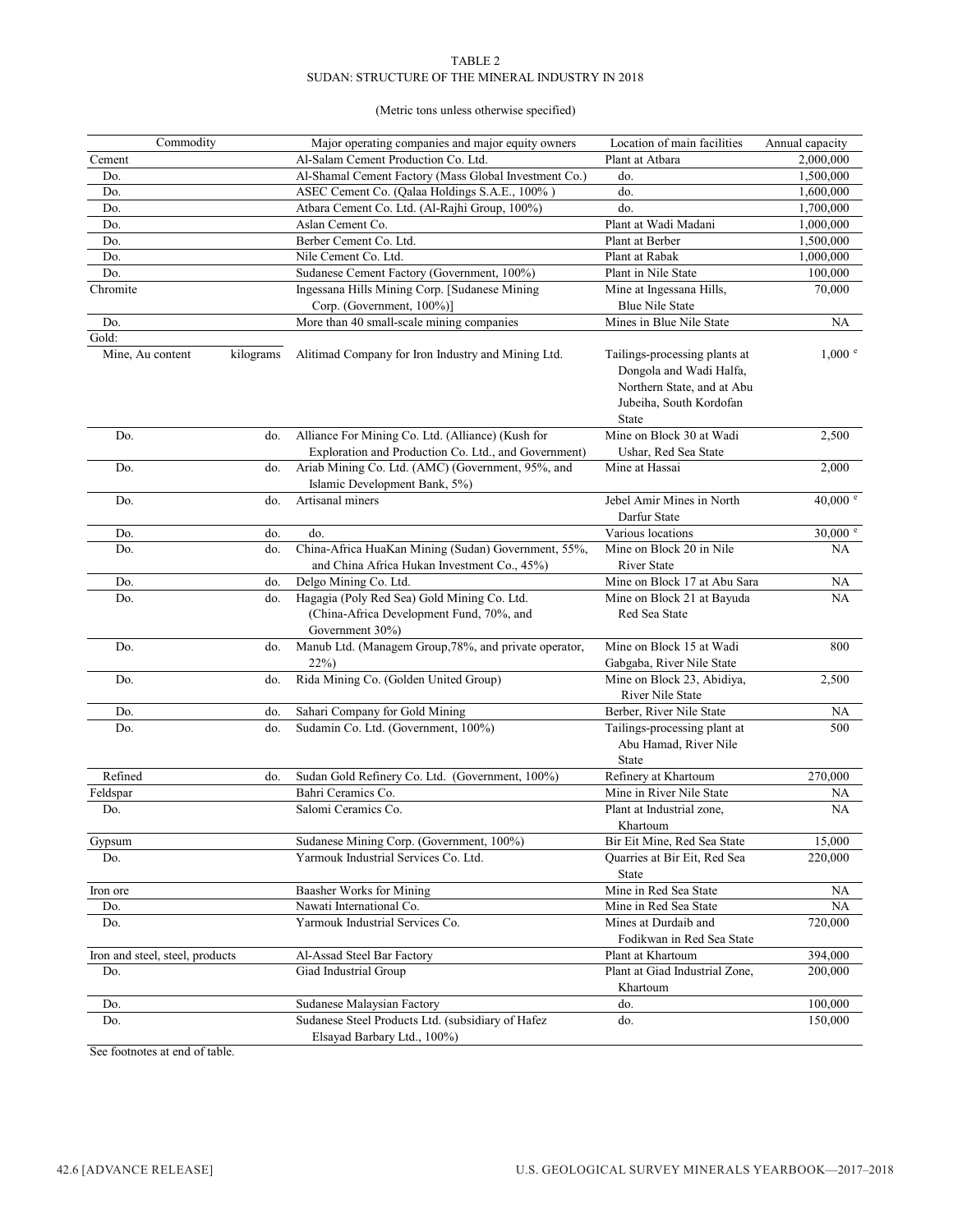TABLE 2
SUDAN: STRUCTURE OF THE MINERAL INDUSTRY IN 2018

(Metric tons unless otherwise specified)

| Commodity | | Major operating companies and major equity owners | Location of main facilities | Annual capacity |
|---|---|---|---|---|
| Cement | | Al-Salam Cement Production Co. Ltd. | Plant at Atbara | 2,000,000 |
| Do. | | Al-Shamal Cement Factory (Mass Global Investment Co.) | do. | 1,500,000 |
| Do. | | ASEC Cement Co. (Qalaa Holdings S.A.E., 100% ) | do. | 1,600,000 |
| Do. | | Atbara Cement Co. Ltd. (Al-Rajhi Group, 100%) | do. | 1,700,000 |
| Do. | | Aslan Cement Co. | Plant at Wadi Madani | 1,000,000 |
| Do. | | Berber Cement Co. Ltd. | Plant at Berber | 1,500,000 |
| Do. | | Nile Cement Co. Ltd. | Plant at Rabak | 1,000,000 |
| Do. | | Sudanese Cement Factory (Government, 100%) | Plant in Nile State | 100,000 |
| Chromite | | Ingessana Hills Mining Corp. [Sudanese Mining Corp. (Government, 100%)] | Mine at Ingessana Hills, Blue Nile State | 70,000 |
| Do. | | More than 40 small-scale mining companies | Mines in Blue Nile State | NA |
| Gold: | | | | |
| Mine, Au content | kilograms | Alitimad Company for Iron Industry and Mining Ltd. | Tailings-processing plants at Dongola and Wadi Halfa, Northern State, and at Abu Jubeiha, South Kordofan State | 1,000 [e] |
| Do. | do. | Alliance For Mining Co. Ltd. (Alliance) (Kush for Exploration and Production Co. Ltd., and Government) | Mine on Block 30 at Wadi Ushar, Red Sea State | 2,500 |
| Do. | do. | Ariab Mining Co. Ltd. (AMC) (Government, 95%, and Islamic Development Bank, 5%) | Mine at Hassai | 2,000 |
| Do. | do. | Artisanal miners | Jebel Amir Mines in North Darfur State | 40,000 [e] |
| Do. | do. | do. | Various locations | 30,000 [e] |
| Do. | do. | China-Africa HuaKan Mining (Sudan) Government, 55%, and China Africa Hukan Investment Co., 45%) | Mine on Block 20 in Nile River State | NA |
| Do. | do. | Delgo Mining Co. Ltd. | Mine on Block 17 at Abu Sara | NA |
| Do. | do. | Hagagia (Poly Red Sea) Gold Mining Co. Ltd. (China-Africa Development Fund, 70%, and Government 30%) | Mine on Block 21 at Bayuda Red Sea State | NA |
| Do. | do. | Manub Ltd. (Managem Group,78%, and private operator, 22%) | Mine on Block 15 at Wadi Gabgaba, River Nile State | 800 |
| Do. | do. | Rida Mining Co. (Golden United Group) | Mine on Block 23, Abidiya, River Nile State | 2,500 |
| Do. | do. | Sahari Company for Gold Mining | Berber, River Nile State | NA |
| Do. | do. | Sudamin Co. Ltd. (Government, 100%) | Tailings-processing plant at Abu Hamad, River Nile State | 500 |
| Refined | do. | Sudan Gold Refinery Co. Ltd. (Government, 100%) | Refinery at Khartoum | 270,000 |
| Feldspar | | Bahri Ceramics Co. | Mine in River Nile State | NA |
| Do. | | Salomi Ceramics Co. | Plant at Industrial zone, Khartoum | NA |
| Gypsum | | Sudanese Mining Corp. (Government, 100%) | Bir Eit Mine, Red Sea State | 15,000 |
| Do. | | Yarmouk Industrial Services Co. Ltd. | Quarries at Bir Eit, Red Sea State | 220,000 |
| Iron ore | | Baasher Works for Mining | Mine in Red Sea State | NA |
| Do. | | Nawati International Co. | Mine in Red Sea State | NA |
| Do. | | Yarmouk Industrial Services Co. | Mines at Durdaib and Fodikwan in Red Sea State | 720,000 |
| Iron and steel, steel, products | | Al-Assad Steel Bar Factory | Plant at Khartoum | 394,000 |
| Do. | | Giad Industrial Group | Plant at Giad Industrial Zone, Khartoum | 200,000 |
| Do. | | Sudanese Malaysian Factory | do. | 100,000 |
| Do. | | Sudanese Steel Products Ltd. (subsidiary of Hafez Elsayad Barbary Ltd., 100%) | do. | 150,000 |

See footnotes at end of table.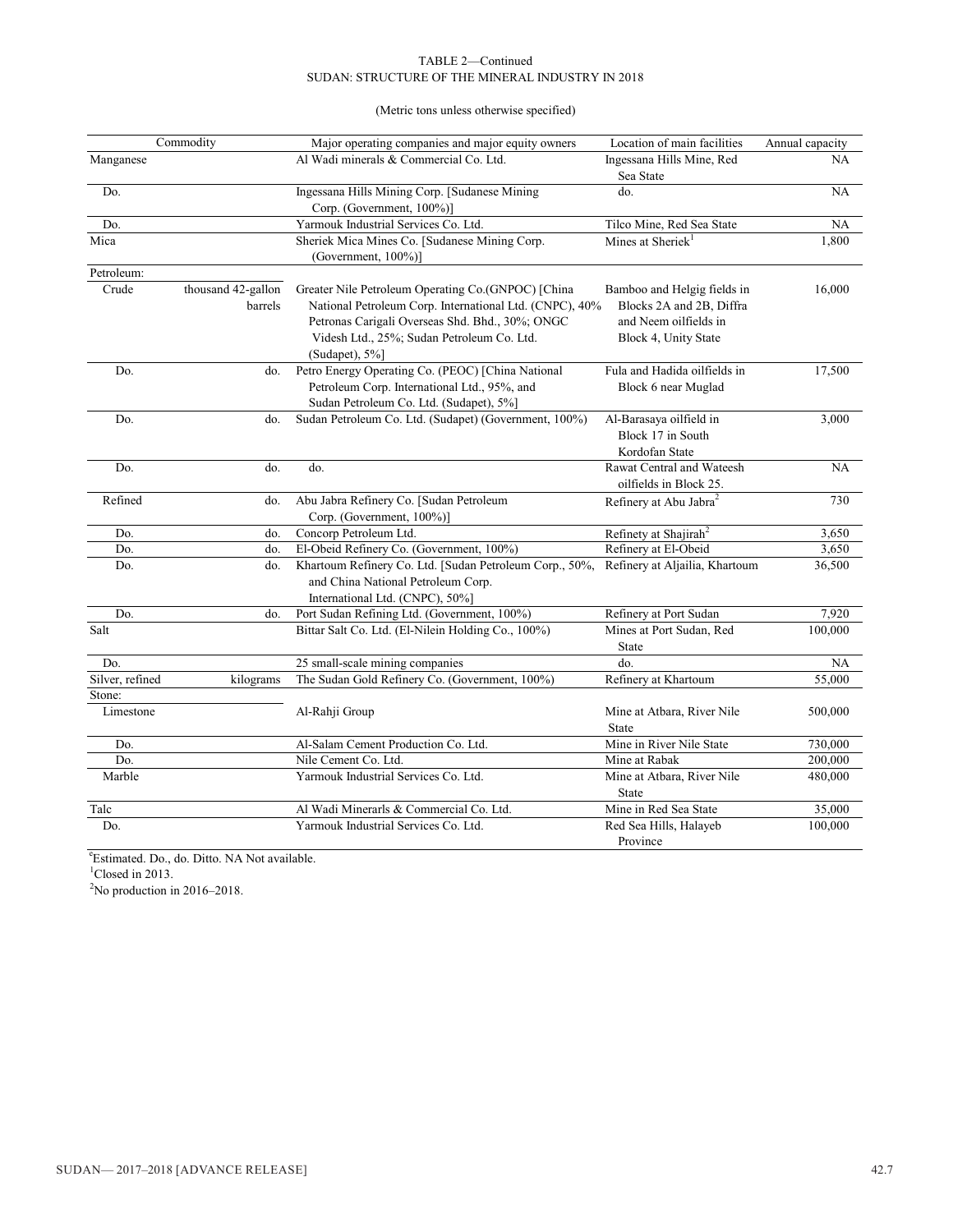TABLE 2—Continued
SUDAN: STRUCTURE OF THE MINERAL INDUSTRY IN 2018

(Metric tons unless otherwise specified)

| Commodity | | Major operating companies and major equity owners | Location of main facilities | Annual capacity |
|---|---|---|---|---|
| Manganese | | Al Wadi minerals & Commercial Co. Ltd. | Ingessana Hills Mine, Red Sea State | NA |
| Do. | | Ingessana Hills Mining Corp. [Sudanese Mining Corp. (Government, 100%)] | do. | NA |
| Do. | | Yarmouk Industrial Services Co. Ltd. | Tilco Mine, Red Sea State | NA |
| Mica | | Sheriek Mica Mines Co. [Sudanese Mining Corp. (Government, 100%)] | Mines at Sheriek[1] | 1,800 |
| Petroleum: | | | | |
| Crude | thousand 42-gallon barrels | Greater Nile Petroleum Operating Co.(GNPOC) [China National Petroleum Corp. International Ltd. (CNPC), 40% Petronas Carigali Overseas Shd. Bhd., 30%; ONGC Videsh Ltd., 25%; Sudan Petroleum Co. Ltd. (Sudapet), 5%] | Bamboo and Helgig fields in Blocks 2A and 2B, Diffra and Neem oilfields in Block 4, Unity State | 16,000 |
| Do. | do. | Petro Energy Operating Co. (PEOC) [China National Petroleum Corp. International Ltd., 95%, and Sudan Petroleum Co. Ltd. (Sudapet), 5%] | Fula and Hadida oilfields in Block 6 near Muglad | 17,500 |
| Do. | do. | Sudan Petroleum Co. Ltd. (Sudapet) (Government, 100%) | Al-Barasaya oilfield in Block 17 in South Kordofan State | 3,000 |
| Do. | do. | do. | Rawat Central and Wateesh oilfields in Block 25. | NA |
| Refined | do. | Abu Jabra Refinery Co. [Sudan Petroleum Corp. (Government, 100%)] | Refinery at Abu Jabra[2] | 730 |
| Do. | do. | Concorp Petroleum Ltd. | Refinety at Shajirah[2] | 3,650 |
| Do. | do. | El-Obeid Refinery Co. (Government, 100%) | Refinery at El-Obeid | 3,650 |
| Do. | do. | Khartoum Refinery Co. Ltd. [Sudan Petroleum Corp., 50%, and China National Petroleum Corp. International Ltd. (CNPC), 50%] | Refinery at Aljailia, Khartoum | 36,500 |
| Do. | do. | Port Sudan Refining Ltd. (Government, 100%) | Refinery at Port Sudan | 7,920 |
| Salt | | Bittar Salt Co. Ltd. (El-Nilein Holding Co., 100%) | Mines at Port Sudan, Red State | 100,000 |
| Do. | | 25 small-scale mining companies | do. | NA |
| Silver, refined | kilograms | The Sudan Gold Refinery Co. (Government, 100%) | Refinery at Khartoum | 55,000 |
| Stone: | | | | |
| Limestone | | Al-Rahji Group | Mine at Atbara, River Nile State | 500,000 |
| Do. | | Al-Salam Cement Production Co. Ltd. | Mine in River Nile State | 730,000 |
| Do. | | Nile Cement Co. Ltd. | Mine at Rabak | 200,000 |
| Marble | | Yarmouk Industrial Services Co. Ltd. | Mine at Atbara, River Nile State | 480,000 |
| Talc | | Al Wadi Minerarls & Commercial Co. Ltd. | Mine in Red Sea State | 35,000 |
| Do. | | Yarmouk Industrial Services Co. Ltd. | Red Sea Hills, Halayeb Province | 100,000 |

[e]Estimated. Do., do. Ditto. NA Not available.

[1]Closed in 2013.

[2]No production in 2016–2018.